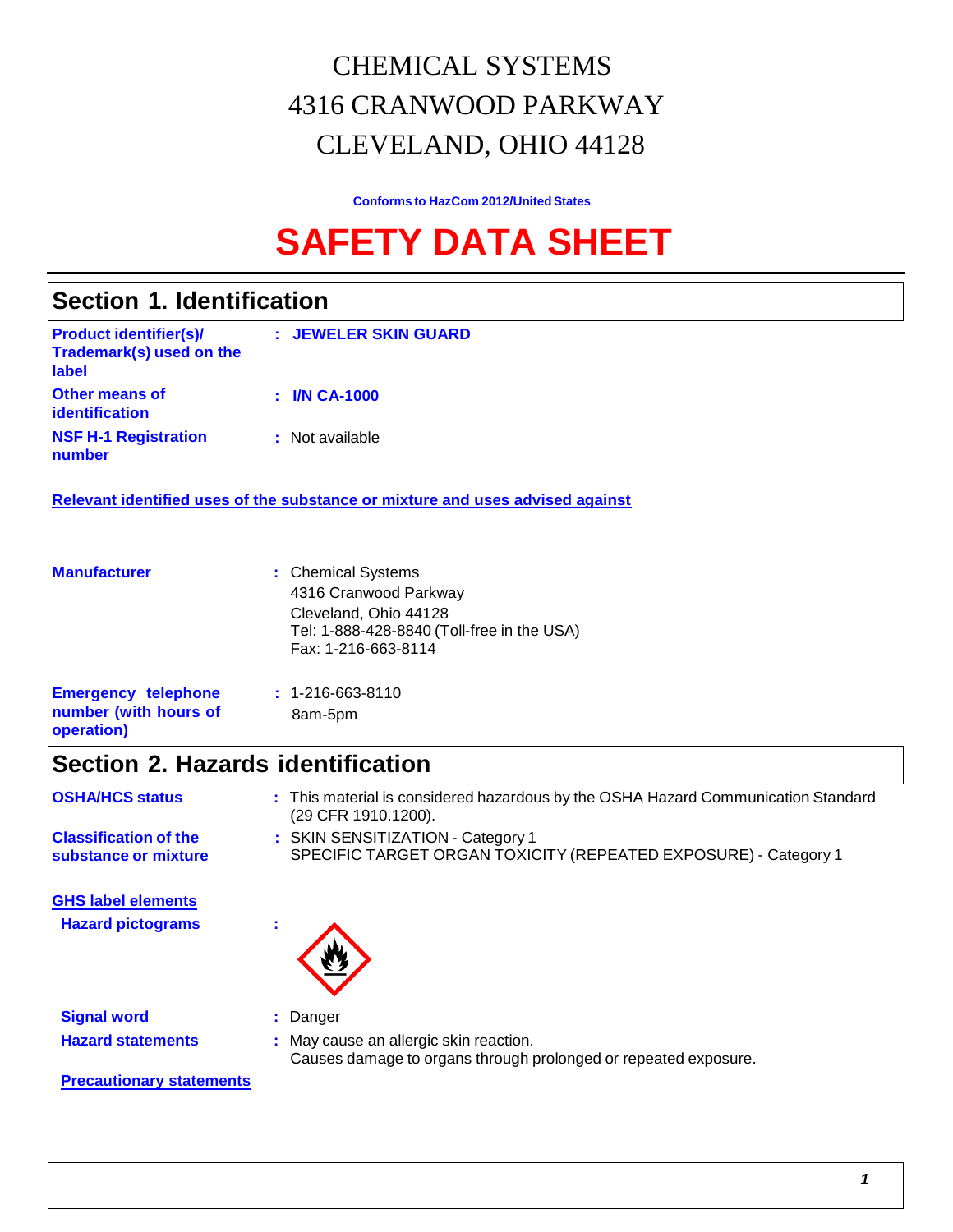# CHEMICAL SYSTEMS
# 4316 CRANWOOD PARKWAY
# CLEVELAND, OHIO 44128

**Conforms to HazCom 2012/United States**

# SAFETY DATA SHEET

## Section 1. Identification

| | | |
|---|---|---|
| **Product identifier(s)/ Trademark(s) used on the label** | : | **JEWELER SKIN GUARD** |
| **Other means of identification** | : | **I/N CA-1000** |
| **NSF H-1 Registration number** | : | Not available |

**Relevant identified uses of the substance or mixture and uses advised against**

| | | |
|---|---|---|
| **Manufacturer** | : | Chemical Systems<br>4316 Cranwood Parkway<br>Cleveland, Ohio 44128<br>Tel: 1-888-428-8840 (Toll-free in the USA)<br>Fax: 1-216-663-8114 |
| **Emergency telephone number (with hours of operation)** | : | 1-216-663-8110<br>8am-5pm |

## Section 2. Hazards identification

| | | |
|---|---|---|
| **OSHA/HCS status** | : | This material is considered hazardous by the OSHA Hazard Communication Standard (29 CFR 1910.1200). |
| **Classification of the substance or mixture** | : | SKIN SENSITIZATION - Category 1<br>SPECIFIC TARGET ORGAN TOXICITY (REPEATED EXPOSURE) - Category 1 |

**GHS label elements**

| | | |
|---|---|---|
| **Hazard pictograms** | : | |
| **Signal word** | : | Danger |
| **Hazard statements** | : | May cause an allergic skin reaction.<br>Causes damage to organs through prolonged or repeated exposure. |

**Precautionary statements**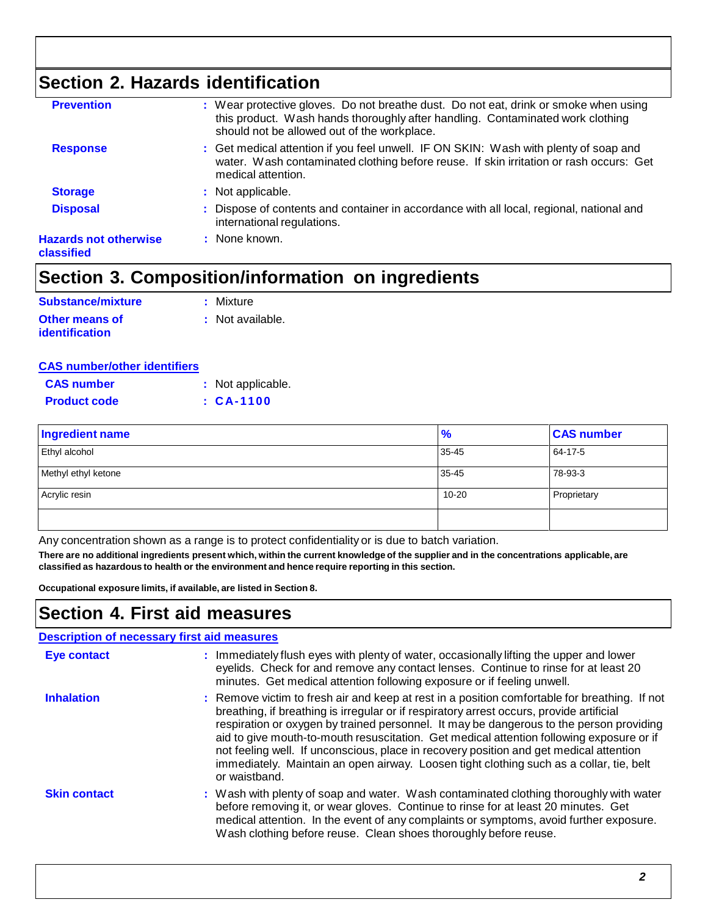## Section 2. Hazards identification

**Prevention** : Wear protective gloves. Do not breathe dust. Do not eat, drink or smoke when using this product. Wash hands thoroughly after handling. Contaminated work clothing should not be allowed out of the workplace.

**Response** : Get medical attention if you feel unwell. IF ON SKIN: Wash with plenty of soap and water. Wash contaminated clothing before reuse. If skin irritation or rash occurs: Get medical attention.

**Storage** : Not applicable.

**Disposal** : Dispose of contents and container in accordance with all local, regional, national and international regulations.

**Hazards not otherwise classified** : None known.

## Section 3. Composition/information on ingredients

**Substance/mixture** : Mixture

**Other means of identification** : Not available.

**CAS number/other identifiers**

**CAS number** : Not applicable.

**Product code** : **CA-1100**

| Ingredient name | % | CAS number |
|---|---|---|
| Ethyl alcohol | 35-45 | 64-17-5 |
| Methyl ethyl ketone | 35-45 | 78-93-3 |
| Acrylic resin | 10-20 | Proprietary |
| | | |

Any concentration shown as a range is to protect confidentiality or is due to batch variation.

**There are no additional ingredients present which, within the current knowledge of the supplier and in the concentrations applicable, are classified as hazardous to health or the environment and hence require reporting in this section.**

**Occupational exposure limits, if available, are listed in Section 8.**

## Section 4. First aid measures

**Description of necessary first aid measures**

**Eye contact** : Immediately flush eyes with plenty of water, occasionally lifting the upper and lower eyelids. Check for and remove any contact lenses. Continue to rinse for at least 20 minutes. Get medical attention following exposure or if feeling unwell.

**Inhalation** : Remove victim to fresh air and keep at rest in a position comfortable for breathing. If not breathing, if breathing is irregular or if respiratory arrest occurs, provide artificial respiration or oxygen by trained personnel. It may be dangerous to the person providing aid to give mouth-to-mouth resuscitation. Get medical attention following exposure or if not feeling well. If unconscious, place in recovery position and get medical attention immediately. Maintain an open airway. Loosen tight clothing such as a collar, tie, belt or waistband.

**Skin contact** : Wash with plenty of soap and water. Wash contaminated clothing thoroughly with water before removing it, or wear gloves. Continue to rinse for at least 20 minutes. Get medical attention. In the event of any complaints or symptoms, avoid further exposure. Wash clothing before reuse. Clean shoes thoroughly before reuse.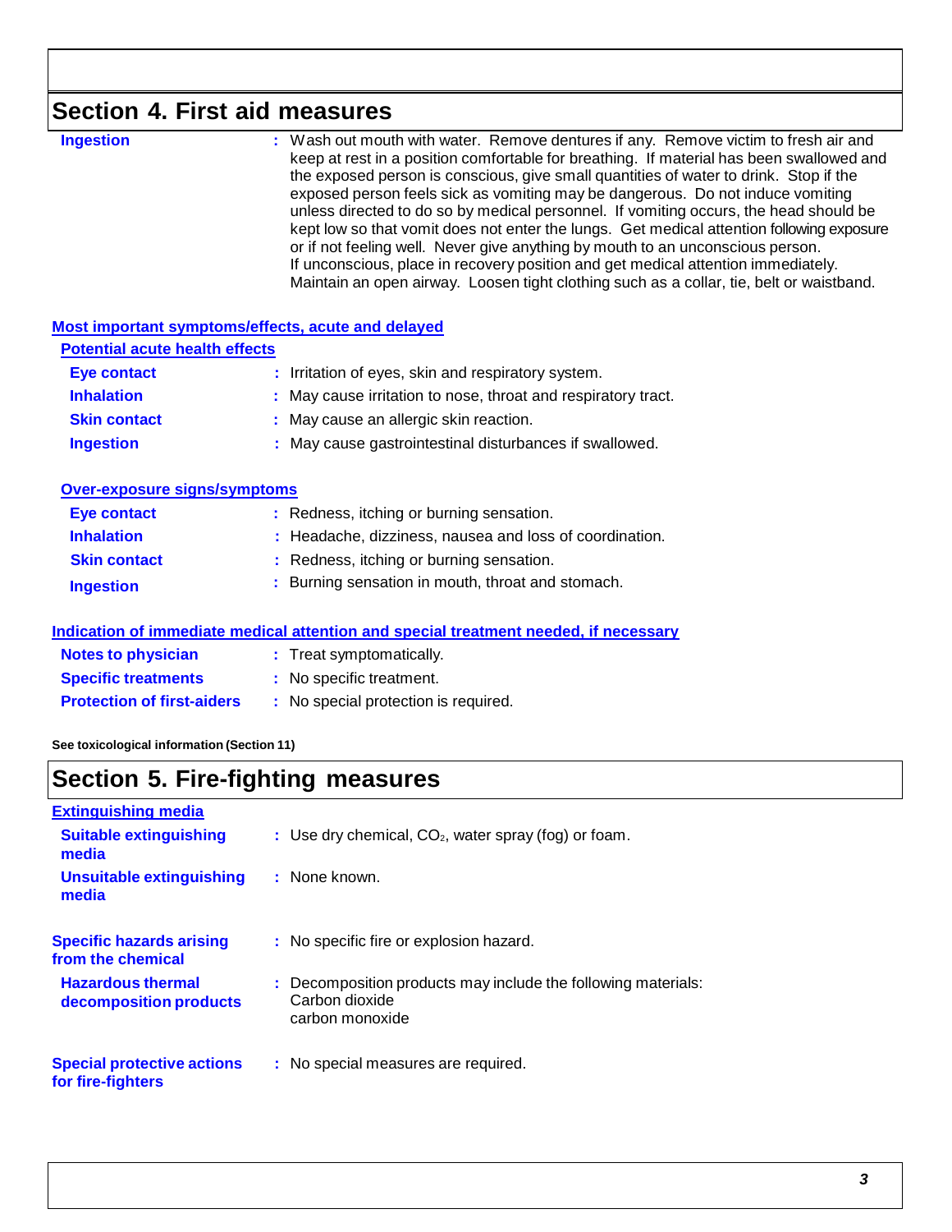## Section 4. First aid measures

**Ingestion** : Wash out mouth with water. Remove dentures if any. Remove victim to fresh air and keep at rest in a position comfortable for breathing. If material has been swallowed and the exposed person is conscious, give small quantities of water to drink. Stop if the exposed person feels sick as vomiting may be dangerous. Do not induce vomiting unless directed to do so by medical personnel. If vomiting occurs, the head should be kept low so that vomit does not enter the lungs. Get medical attention following exposure or if not feeling well. Never give anything by mouth to an unconscious person. If unconscious, place in recovery position and get medical attention immediately. Maintain an open airway. Loosen tight clothing such as a collar, tie, belt or waistband.

### Most important symptoms/effects, acute and delayed

#### Potential acute health effects

**Eye contact** : Irritation of eyes, skin and respiratory system.

**Inhalation** : May cause irritation to nose, throat and respiratory tract.

**Skin contact** : May cause an allergic skin reaction.

**Ingestion** : May cause gastrointestinal disturbances if swallowed.

#### Over-exposure signs/symptoms

**Eye contact** : Redness, itching or burning sensation.

**Inhalation** : Headache, dizziness, nausea and loss of coordination.

**Skin contact** : Redness, itching or burning sensation.

**Ingestion** : Burning sensation in mouth, throat and stomach.

### Indication of immediate medical attention and special treatment needed, if necessary

**Notes to physician** : Treat symptomatically.

**Specific treatments** : No specific treatment.

**Protection of first-aiders** : No special protection is required.

**See toxicological information (Section 11)**

## Section 5. Fire-fighting measures

### Extinguishing media

**Suitable extinguishing media** : Use dry chemical, $CO_2$, water spray (fog) or foam.

**Unsuitable extinguishing media** : None known.

**Specific hazards arising from the chemical** : No specific fire or explosion hazard.

**Hazardous thermal decomposition products** : Decomposition products may include the following materials:
Carbon dioxide
carbon monoxide

**Special protective actions for fire-fighters** : No special measures are required.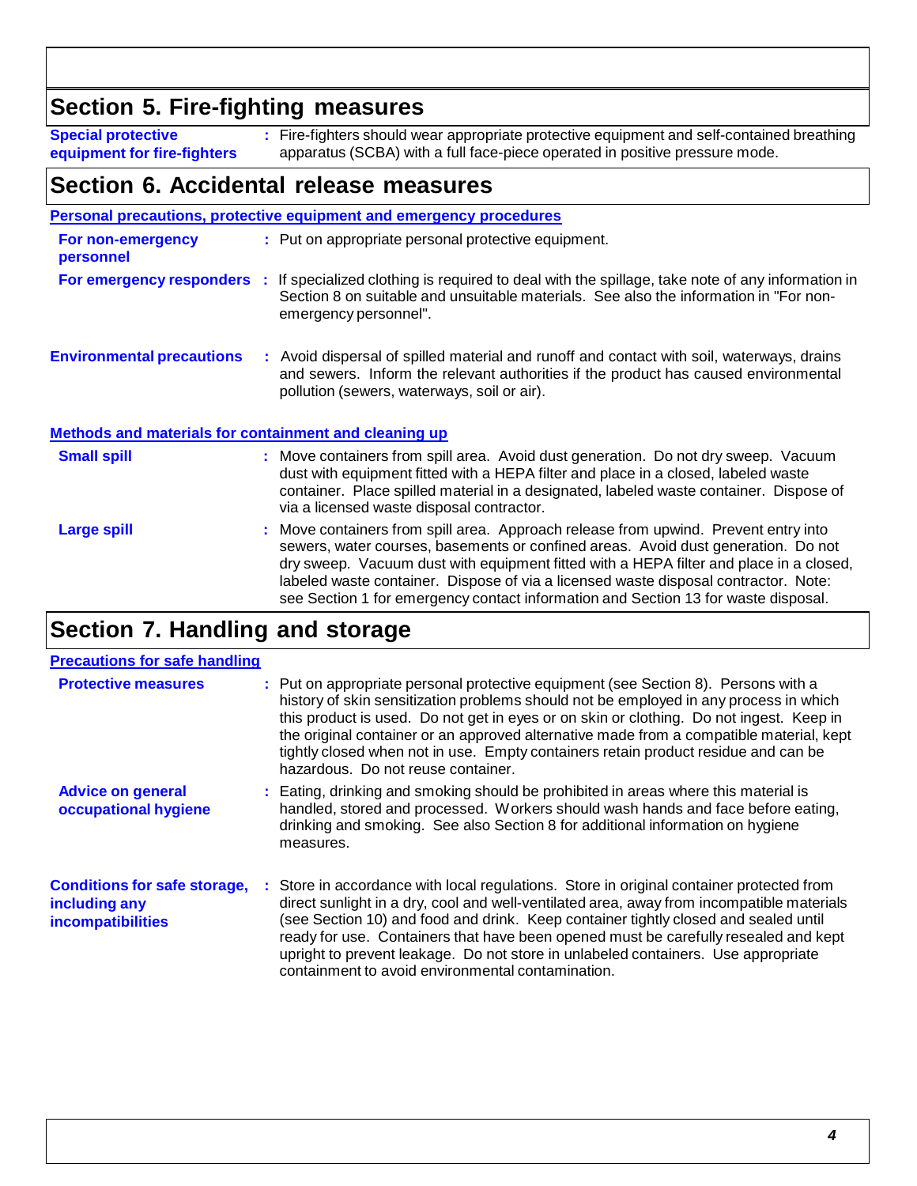## Section 5. Fire-fighting measures

**Special protective equipment for fire-fighters** : Fire-fighters should wear appropriate protective equipment and self-contained breathing apparatus (SCBA) with a full face-piece operated in positive pressure mode.

## Section 6. Accidental release measures

### Personal precautions, protective equipment and emergency procedures

**For non-emergency personnel** : Put on appropriate personal protective equipment.

**For emergency responders** : If specialized clothing is required to deal with the spillage, take note of any information in Section 8 on suitable and unsuitable materials. See also the information in "For non-emergency personnel".

**Environmental precautions** : Avoid dispersal of spilled material and runoff and contact with soil, waterways, drains and sewers. Inform the relevant authorities if the product has caused environmental pollution (sewers, waterways, soil or air).

### Methods and materials for containment and cleaning up

**Small spill** : Move containers from spill area. Avoid dust generation. Do not dry sweep. Vacuum dust with equipment fitted with a HEPA filter and place in a closed, labeled waste container. Place spilled material in a designated, labeled waste container. Dispose of via a licensed waste disposal contractor.

**Large spill** : Move containers from spill area. Approach release from upwind. Prevent entry into sewers, water courses, basements or confined areas. Avoid dust generation. Do not dry sweep. Vacuum dust with equipment fitted with a HEPA filter and place in a closed, labeled waste container. Dispose of via a licensed waste disposal contractor. Note: see Section 1 for emergency contact information and Section 13 for waste disposal.

## Section 7. Handling and storage

### Precautions for safe handling

**Protective measures** : Put on appropriate personal protective equipment (see Section 8). Persons with a history of skin sensitization problems should not be employed in any process in which this product is used. Do not get in eyes or on skin or clothing. Do not ingest. Keep in the original container or an approved alternative made from a compatible material, kept tightly closed when not in use. Empty containers retain product residue and can be hazardous. Do not reuse container.

**Advice on general occupational hygiene** : Eating, drinking and smoking should be prohibited in areas where this material is handled, stored and processed. Workers should wash hands and face before eating, drinking and smoking. See also Section 8 for additional information on hygiene measures.

**Conditions for safe storage, including any incompatibilities** : Store in accordance with local regulations. Store in original container protected from direct sunlight in a dry, cool and well-ventilated area, away from incompatible materials (see Section 10) and food and drink. Keep container tightly closed and sealed until ready for use. Containers that have been opened must be carefully resealed and kept upright to prevent leakage. Do not store in unlabeled containers. Use appropriate containment to avoid environmental contamination.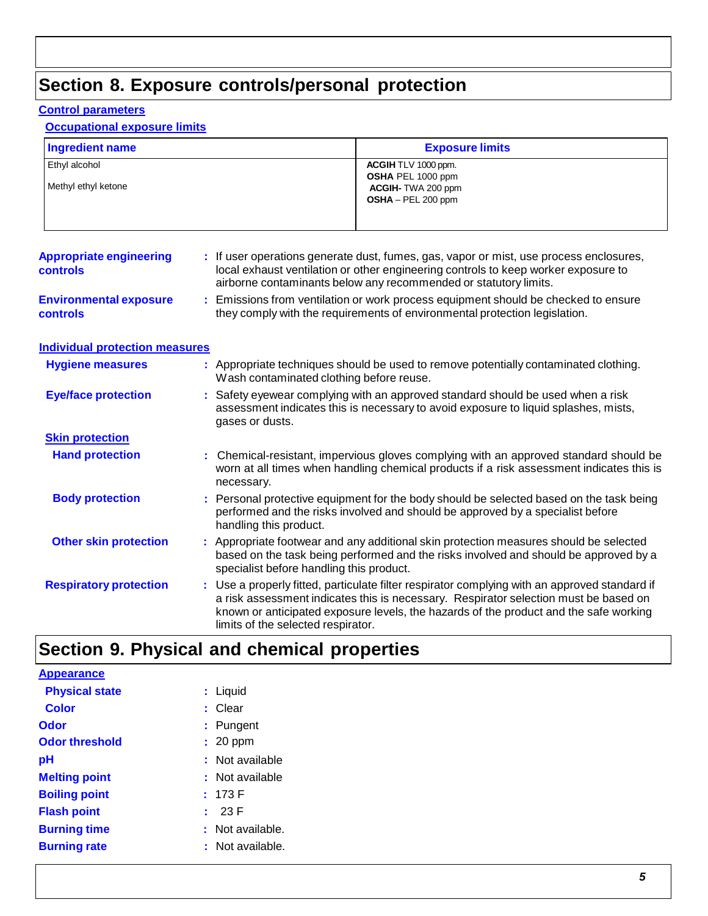## Section 8. Exposure controls/personal protection

### Control parameters

#### Occupational exposure limits

| Ingredient name | Exposure limits |
|---|---|
| Ethyl alcohol | **ACGIH** TLV 1000 ppm.<br>**OSHA** PEL 1000 ppm |
| Methyl ethyl ketone | **ACGIH-** TWA 200 ppm<br>**OSHA** – PEL 200 ppm |

**Appropriate engineering controls** : If user operations generate dust, fumes, gas, vapor or mist, use process enclosures, local exhaust ventilation or other engineering controls to keep worker exposure to airborne contaminants below any recommended or statutory limits.

**Environmental exposure controls** : Emissions from ventilation or work process equipment should be checked to ensure they comply with the requirements of environmental protection legislation.

### Individual protection measures

**Hygiene measures** : Appropriate techniques should be used to remove potentially contaminated clothing. Wash contaminated clothing before reuse.

**Eye/face protection** : Safety eyewear complying with an approved standard should be used when a risk assessment indicates this is necessary to avoid exposure to liquid splashes, mists, gases or dusts.

#### Skin protection

**Hand protection** : Chemical-resistant, impervious gloves complying with an approved standard should be worn at all times when handling chemical products if a risk assessment indicates this is necessary.

**Body protection** : Personal protective equipment for the body should be selected based on the task being performed and the risks involved and should be approved by a specialist before handling this product.

**Other skin protection** : Appropriate footwear and any additional skin protection measures should be selected based on the task being performed and the risks involved and should be approved by a specialist before handling this product.

**Respiratory protection** : Use a properly fitted, particulate filter respirator complying with an approved standard if a risk assessment indicates this is necessary. Respirator selection must be based on known or anticipated exposure levels, the hazards of the product and the safe working limits of the selected respirator.

## Section 9. Physical and chemical properties

### Appearance

**Physical state** : Liquid

**Color** : Clear

**Odor** : Pungent

**Odor threshold** : 20 ppm

**pH** : Not available

**Melting point** : Not available

**Boiling point** : 173 F

**Flash point** : 23 F

**Burning time** : Not available.

**Burning rate** : Not available.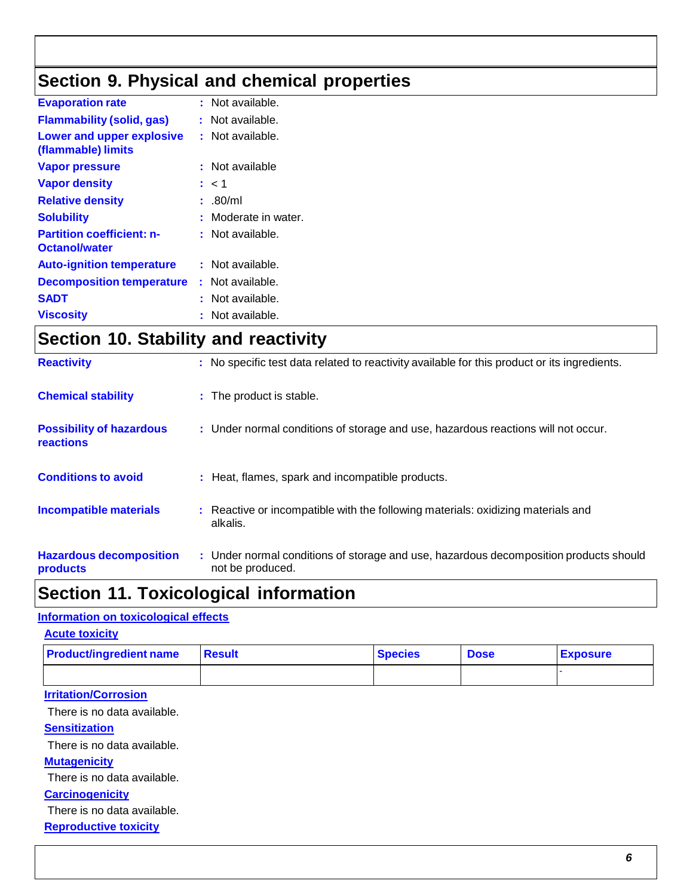## Section 9. Physical and chemical properties

**Evaporation rate** : Not available.

**Flammability (solid, gas)** : Not available.

**Lower and upper explosive (flammable) limits** : Not available.

**Vapor pressure** : Not available

**Vapor density** : < 1

**Relative density** : .80/ml

**Solubility** : Moderate in water.

**Partition coefficient: n-Octanol/water** : Not available.

**Auto-ignition temperature** : Not available.

**Decomposition temperature** : Not available.

**SADT** : Not available.

**Viscosity** : Not available.

## Section 10. Stability and reactivity

**Reactivity** : No specific test data related to reactivity available for this product or its ingredients.

**Chemical stability** : The product is stable.

**Possibility of hazardous reactions** : Under normal conditions of storage and use, hazardous reactions will not occur.

**Conditions to avoid** : Heat, flames, spark and incompatible products.

**Incompatible materials** : Reactive or incompatible with the following materials: oxidizing materials and alkalis.

**Hazardous decomposition products** : Under normal conditions of storage and use, hazardous decomposition products should not be produced.

## Section 11. Toxicological information

**Information on toxicological effects**

**Acute toxicity**

| Product/ingredient name | Result | Species | Dose | Exposure |
|---|---|---|---|---|
| | | | | - |

**Irritation/Corrosion**

There is no data available.

**Sensitization**

There is no data available.

**Mutagenicity**

There is no data available.

**Carcinogenicity**

There is no data available.

**Reproductive toxicity**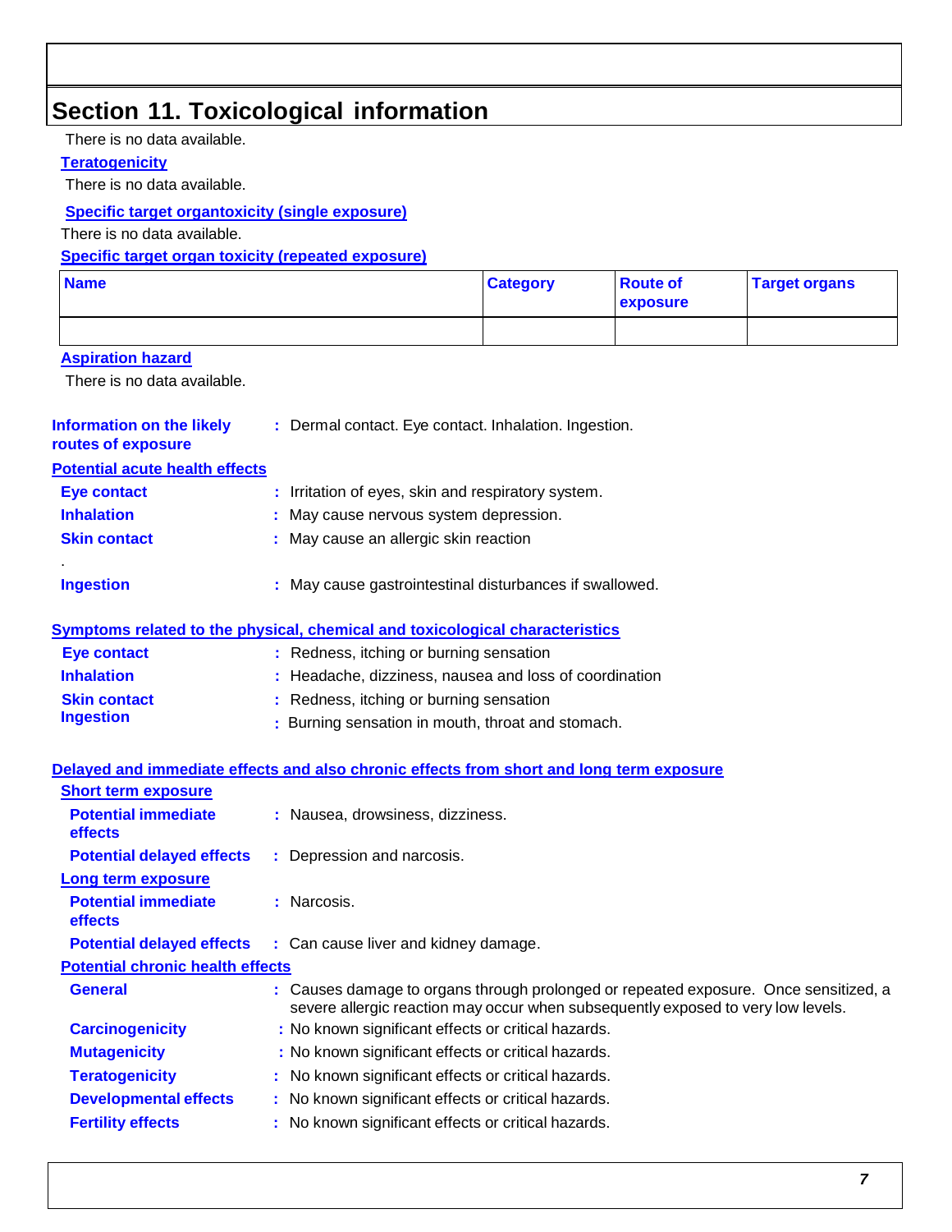## Section 11. Toxicological information

There is no data available.

**Teratogenicity**

There is no data available.

**Specific target organtoxicity (single exposure)**

There is no data available.

**Specific target organ toxicity (repeated exposure)**

| Name | Category | Route of exposure | Target organs |
|---|---|---|---|
| | | | |

**Aspiration hazard**

There is no data available.

**Information on the likely routes of exposure** : Dermal contact. Eye contact. Inhalation. Ingestion.

**Potential acute health effects**

**Eye contact** : Irritation of eyes, skin and respiratory system.

**Inhalation** : May cause nervous system depression.

**Skin contact** : May cause an allergic skin reaction

.

**Ingestion** : May cause gastrointestinal disturbances if swallowed.

**Symptoms related to the physical, chemical and toxicological characteristics**

**Eye contact** : Redness, itching or burning sensation

**Inhalation** : Headache, dizziness, nausea and loss of coordination

**Skin contact** : Redness, itching or burning sensation

**Ingestion** : Burning sensation in mouth, throat and stomach.

**Delayed and immediate effects and also chronic effects from short and long term exposure**

**Short term exposure**

**Potential immediate effects** : Nausea, drowsiness, dizziness.

**Potential delayed effects** : Depression and narcosis.

**Long term exposure**

**Potential immediate effects** : Narcosis.

**Potential delayed effects** : Can cause liver and kidney damage.

**Potential chronic health effects**

**General** : Causes damage to organs through prolonged or repeated exposure. Once sensitized, a severe allergic reaction may occur when subsequently exposed to very low levels.

**Carcinogenicity** : No known significant effects or critical hazards.

**Mutagenicity** : No known significant effects or critical hazards.

**Teratogenicity** : No known significant effects or critical hazards.

**Developmental effects** : No known significant effects or critical hazards.

**Fertility effects** : No known significant effects or critical hazards.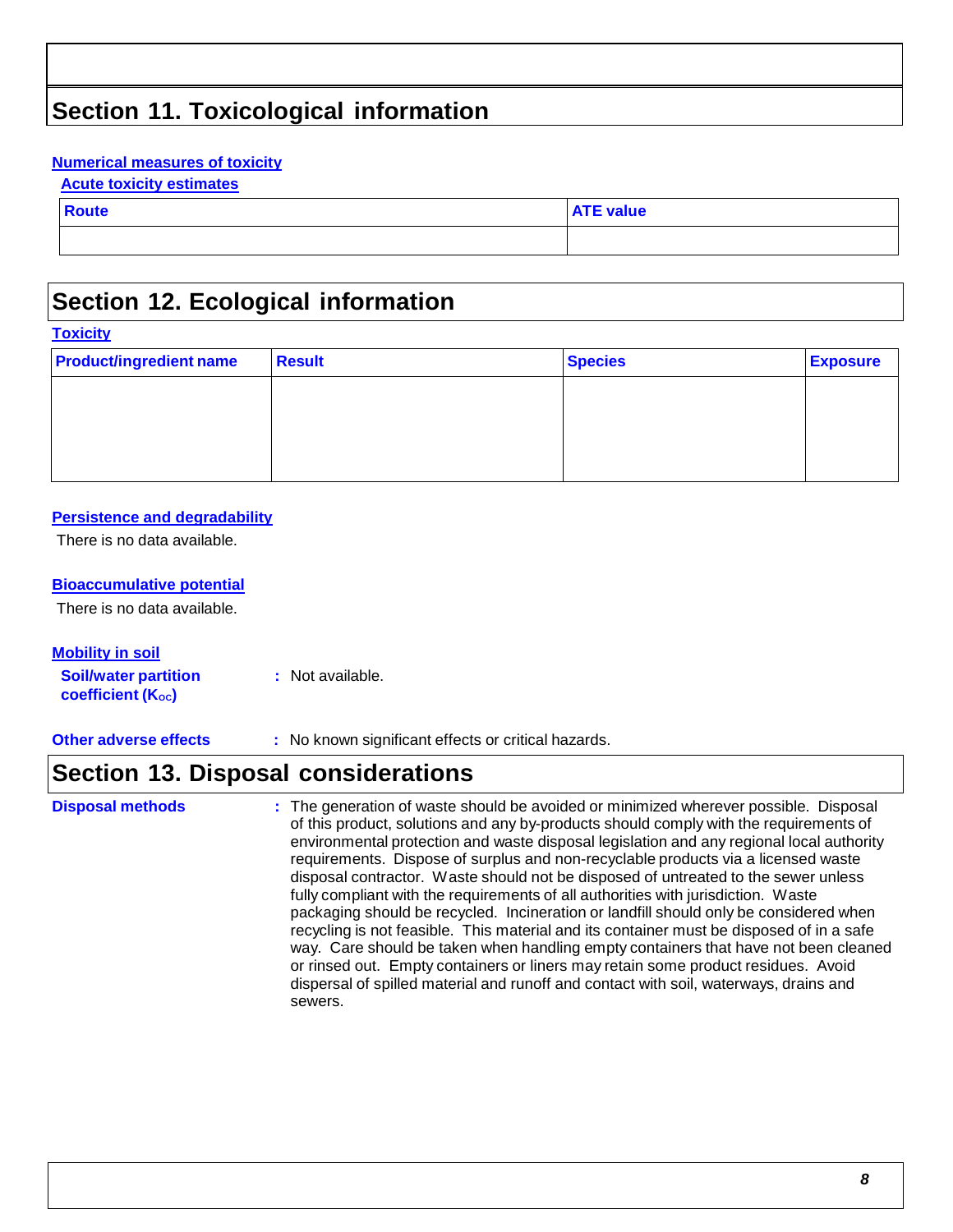## Section 11. Toxicological information

**Numerical measures of toxicity**

**Acute toxicity estimates**

| Route | ATE value |
|---|---|
| | |

## Section 12. Ecological information

**Toxicity**

| Product/ingredient name | Result | Species | Exposure |
|---|---|---|---|
| | | | |

**Persistence and degradability**

There is no data available.

**Bioaccumulative potential**

There is no data available.

**Mobility in soil**

**Soil/water partition coefficient ($K_{OC}$)** : Not available.

**Other adverse effects** : No known significant effects or critical hazards.

## Section 13. Disposal considerations

**Disposal methods** : The generation of waste should be avoided or minimized wherever possible. Disposal of this product, solutions and any by-products should comply with the requirements of environmental protection and waste disposal legislation and any regional local authority requirements. Dispose of surplus and non-recyclable products via a licensed waste disposal contractor. Waste should not be disposed of untreated to the sewer unless fully compliant with the requirements of all authorities with jurisdiction. Waste packaging should be recycled. Incineration or landfill should only be considered when recycling is not feasible. This material and its container must be disposed of in a safe way. Care should be taken when handling empty containers that have not been cleaned or rinsed out. Empty containers or liners may retain some product residues. Avoid dispersal of spilled material and runoff and contact with soil, waterways, drains and sewers.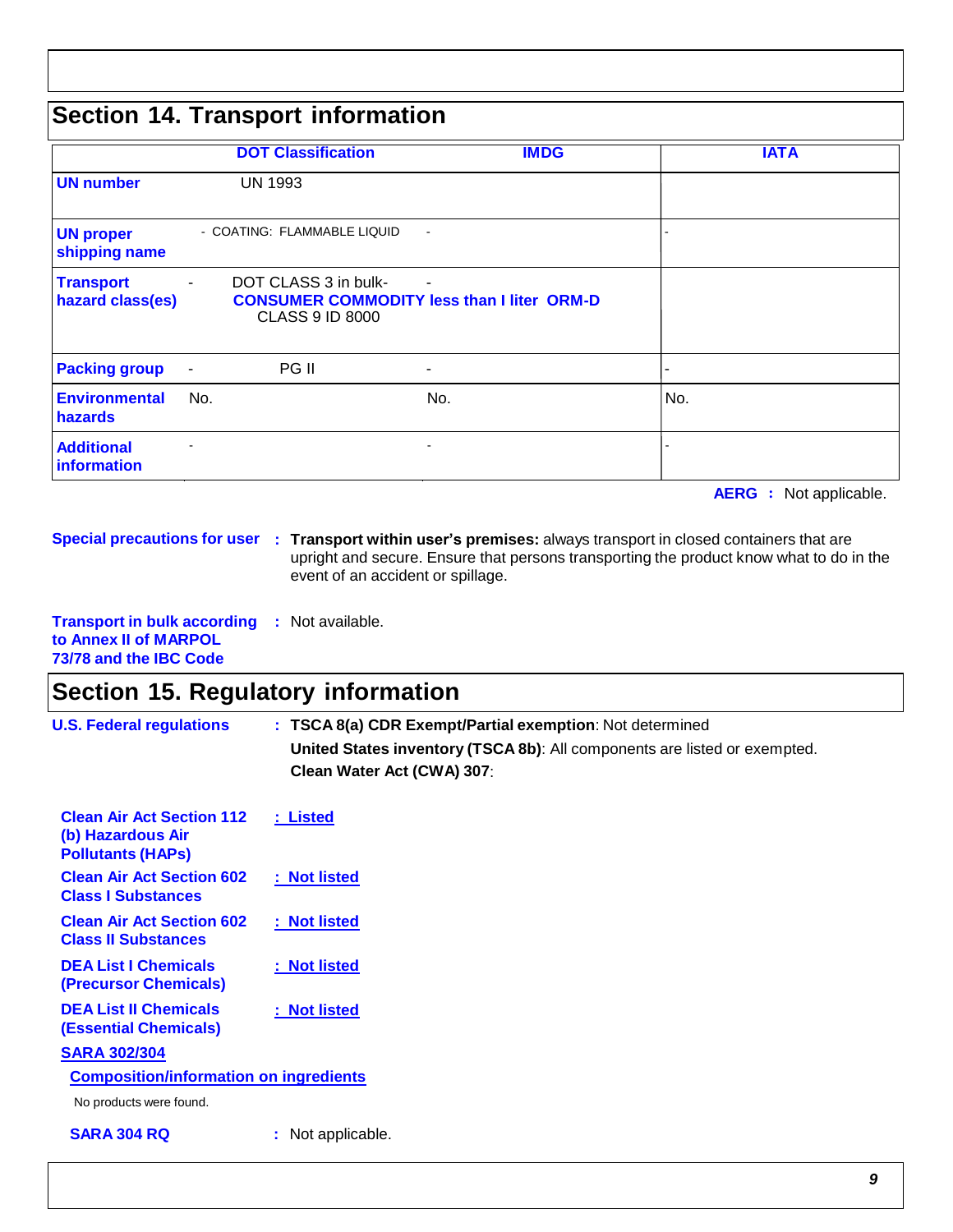## Section 14. Transport information

| | DOT Classification | IMDG | IATA |
|---|---|---|---|
| **UN number** | UN 1993 | | |
| **UN proper shipping name** | - COATING: FLAMMABLE LIQUID | - | - |
| **Transport hazard class(es)** | - DOT CLASS 3 in bulk- **CONSUMER COMMODITY less than I liter ORM-D** CLASS 9 ID 8000 | - | |
| **Packing group** | - PG II | - | - |
| **Environmental hazards** | No. | No. | No. |
| **Additional information** | - | - | - |

**AERG** : Not applicable.

**Special precautions for user** : **Transport within user's premises:** always transport in closed containers that are upright and secure. Ensure that persons transporting the product know what to do in the event of an accident or spillage.

**Transport in bulk according to Annex II of MARPOL 73/78 and the IBC Code** : Not available.

## Section 15. Regulatory information

**U.S. Federal regulations** : **TSCA 8(a) CDR Exempt/Partial exemption**: Not determined

**United States inventory (TSCA 8b)**: All components are listed or exempted.

**Clean Water Act (CWA) 307**:

**Clean Air Act Section 112 (b) Hazardous Air Pollutants (HAPs)** : Listed

**Clean Air Act Section 602 Class I Substances** : Not listed

**Clean Air Act Section 602 Class II Substances** : Not listed

**DEA List I Chemicals (Precursor Chemicals)** : Not listed

**DEA List II Chemicals (Essential Chemicals)** : Not listed

**SARA 302/304**

**Composition/information on ingredients**

No products were found.

**SARA 304 RQ** : Not applicable.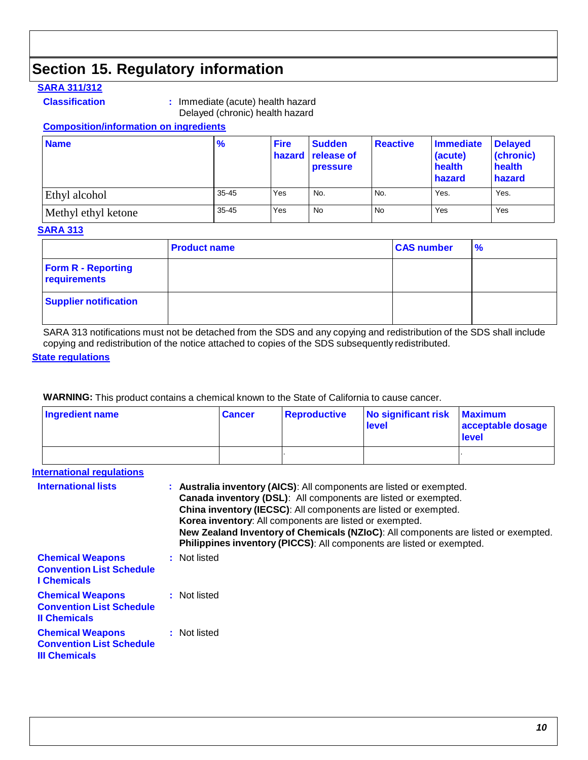## Section 15. Regulatory information

**SARA 311/312**

**Classification** : Immediate (acute) health hazard
Delayed (chronic) health hazard

**Composition/information on ingredients**

| Name | % | Fire hazard | Sudden release of pressure | Reactive | Immediate (acute) health hazard | Delayed (chronic) health hazard |
|---|---|---|---|---|---|---|
| Ethyl alcohol | 35-45 | Yes | No. | No. | Yes. | Yes. |
| Methyl ethyl ketone | 35-45 | Yes | No | No | Yes | Yes |

**SARA 313**

| | Product name | CAS number | % |
|---|---|---|---|
| Form R - Reporting requirements | | | |
| Supplier notification | | | |

SARA 313 notifications must not be detached from the SDS and any copying and redistribution of the SDS shall include copying and redistribution of the notice attached to copies of the SDS subsequently redistributed.

**State regulations**

**WARNING:** This product contains a chemical known to the State of California to cause cancer.

| Ingredient name | Cancer | Reproductive | No significant risk level | Maximum acceptable dosage level |
|---|---|---|---|---|
| | | . | | . |

**International regulations**

**International lists** : **Australia inventory (AICS)**: All components are listed or exempted.
**Canada inventory (DSL)**: All components are listed or exempted.
**China inventory (IECSC)**: All components are listed or exempted.
**Korea inventory**: All components are listed or exempted.
**New Zealand Inventory of Chemicals (NZIoC)**: All components are listed or exempted.
**Philippines inventory (PICCS)**: All components are listed or exempted.

**Chemical Weapons Convention List Schedule I Chemicals** : Not listed

**Chemical Weapons Convention List Schedule II Chemicals** : Not listed

**Chemical Weapons Convention List Schedule III Chemicals** : Not listed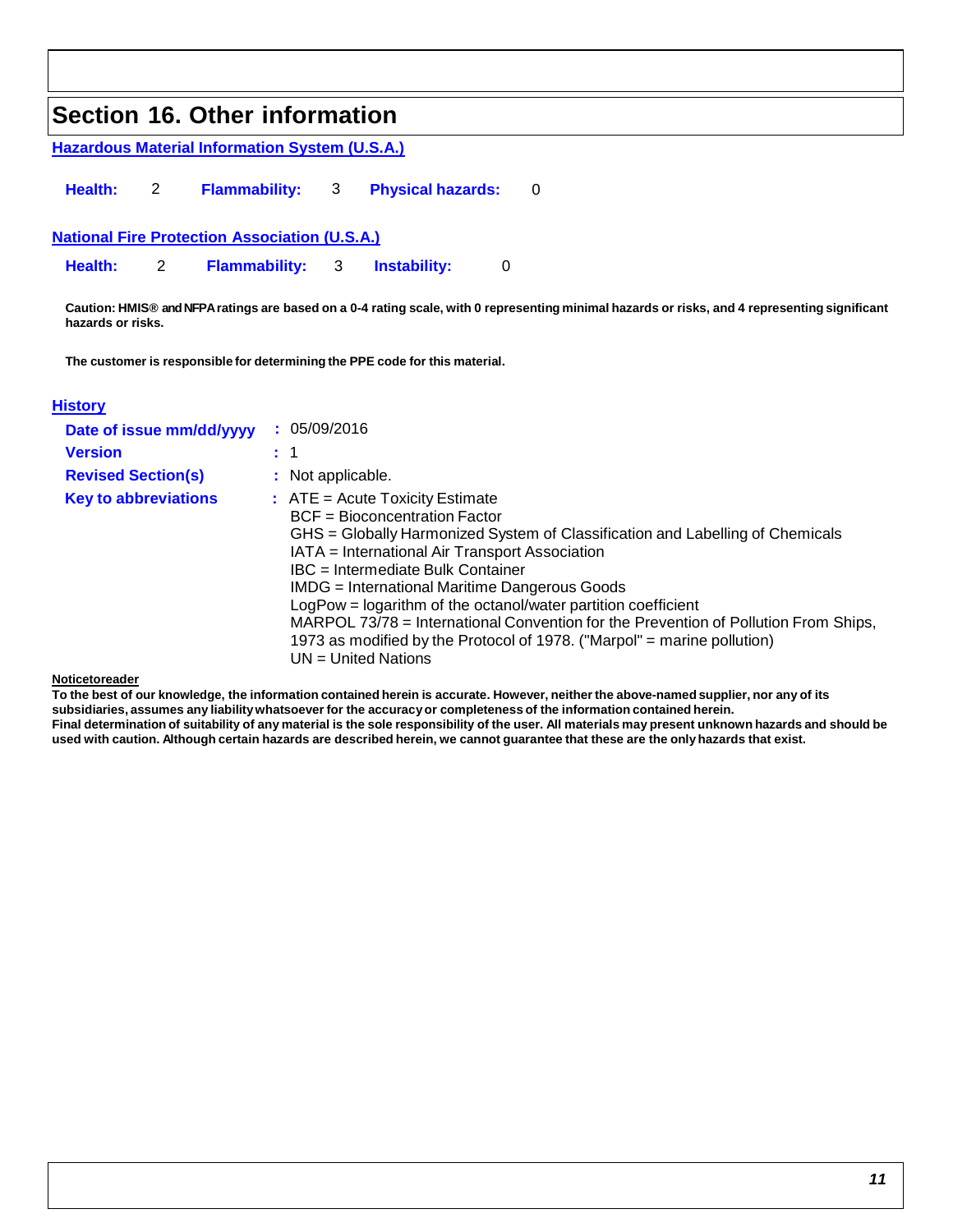## Section 16. Other information

### Hazardous Material Information System (U.S.A.)

**Health:** 2 **Flammability:** 3 **Physical hazards:** 0

### National Fire Protection Association (U.S.A.)

**Health:** 2 **Flammability:** 3 **Instability:** 0

**Caution: HMIS® and NFPA ratings are based on a 0-4 rating scale, with 0 representing minimal hazards or risks, and 4 representing significant hazards or risks.**

**The customer is responsible for determining the PPE code for this material.**

### History

**Date of issue mm/dd/yyyy** : 05/09/2016

**Version** : 1

**Revised Section(s)** : Not applicable.

**Key to abbreviations** : ATE = Acute Toxicity Estimate
BCF = Bioconcentration Factor
GHS = Globally Harmonized System of Classification and Labelling of Chemicals
IATA = International Air Transport Association
IBC = Intermediate Bulk Container
IMDG = International Maritime Dangerous Goods
LogPow = logarithm of the octanol/water partition coefficient
MARPOL 73/78 = International Convention for the Prevention of Pollution From Ships, 1973 as modified by the Protocol of 1978. ("Marpol" = marine pollution)
UN = United Nations

**Noticetoreader**

**To the best of our knowledge, the information contained herein is accurate. However, neither the above-named supplier, nor any of its subsidiaries, assumes any liability whatsoever for the accuracy or completeness of the information contained herein.**
**Final determination of suitability of any material is the sole responsibility of the user. All materials may present unknown hazards and should be used with caution. Although certain hazards are described herein, we cannot guarantee that these are the only hazards that exist.**